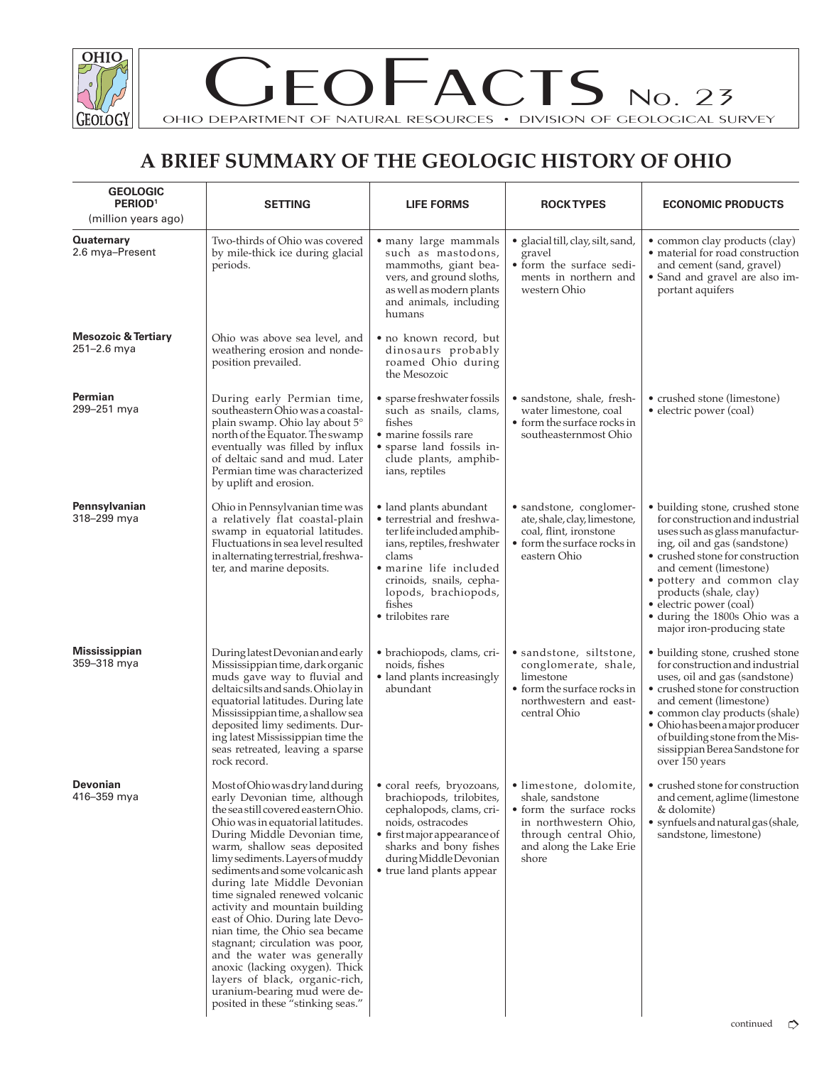# GEOFACTS No. 23

OHIO DEPARTMENT OF NATURAL RESOURCES • DIVISION OF GEOLOGICAL SURVEY

## A BRIEF SUMMARY OF THE GEOLOGIC HISTORY OF OHIO

| GEOLOGIC PERIOD[1] (million years ago) | SETTING | LIFE FORMS | ROCK TYPES | ECONOMIC PRODUCTS |
|---|---|---|---|---|
| **Quaternary** 2.6 mya–Present | Two-thirds of Ohio was covered by mile-thick ice during glacial periods. | • many large mammals such as mastodons, mammoths, giant beavers, and ground sloths, as well as modern plants and animals, including humans | • glacial till, clay, silt, sand, gravel • form the surface sediments in northern and western Ohio | • common clay products (clay) • material for road construction and cement (sand, gravel) • Sand and gravel are also important aquifers |
| **Mesozoic & Tertiary** 251–2.6 mya | Ohio was above sea level, and weathering erosion and nondeposition prevailed. | • no known record, but dinosaurs probably roamed Ohio during the Mesozoic | | |
| **Permian** 299–251 mya | During early Permian time, southeastern Ohio was a coastal-plain swamp. Ohio lay about 5° north of the Equator. The swamp eventually was filled by influx of deltaic sand and mud. Later Permian time was characterized by uplift and erosion. | • sparse freshwater fossils such as snails, clams, fishes • marine fossils rare • sparse land fossils include plants, amphibians, reptiles | • sandstone, shale, freshwater limestone, coal • form the surface rocks in southeasternmost Ohio | • crushed stone (limestone) • electric power (coal) |
| **Pennsylvanian** 318–299 mya | Ohio in Pennsylvanian time was a relatively flat coastal-plain swamp in equatorial latitudes. Fluctuations in sea level resulted in alternating terrestrial, freshwater, and marine deposits. | • land plants abundant • terrestrial and freshwater life included amphibians, reptiles, freshwater clams • marine life included crinoids, snails, cephalopods, brachiopods, fishes • trilobites rare | • sandstone, conglomerate, shale, clay, limestone, coal, flint, ironstone • form the surface rocks in eastern Ohio | • building stone, crushed stone for construction and industrial uses such as glass manufacturing, oil and gas (sandstone) • crushed stone for construction and cement (limestone) • pottery and common clay products (shale, clay) • electric power (coal) • during the 1800s Ohio was a major iron-producing state |
| **Mississippian** 359–318 mya | During latest Devonian and early Mississippian time, dark organic muds gave way to fluvial and deltaic silts and sands. Ohio lay in equatorial latitudes. During late Mississippian time, a shallow sea deposited limy sediments. During latest Mississippian time the seas retreated, leaving a sparse rock record. | • brachiopods, clams, crinoids, fishes • land plants increasingly abundant | • sandstone, siltstone, conglomerate, shale, limestone • form the surface rocks in northwestern and east-central Ohio | • building stone, crushed stone for construction and industrial uses, oil and gas (sandstone) • crushed stone for construction and cement (limestone) • common clay products (shale) • Ohio has been a major producer of building stone from the Mississippian Berea Sandstone for over 150 years |
| **Devonian** 416–359 mya | Most of Ohio was dry land during early Devonian time, although the sea still covered eastern Ohio. Ohio was in equatorial latitudes. During Middle Devonian time, warm, shallow seas deposited limy sediments. Layers of muddy sediments and some volcanic ash during late Middle Devonian time signaled renewed volcanic activity and mountain building east of Ohio. During late Devonian time, the Ohio sea became stagnant; circulation was poor, and the water was generally anoxic (lacking oxygen). Thick layers of black, organic-rich, uranium-bearing mud were deposited in these "stinking seas." | • coral reefs, bryozoans, brachiopods, trilobites, cephalopods, clams, crinoids, ostracodes • first major appearance of sharks and bony fishes during Middle Devonian • true land plants appear | • limestone, dolomite, shale, sandstone • form the surface rocks in northwestern Ohio, through central Ohio, and along the Lake Erie shore | • crushed stone for construction and cement, aglime (limestone & dolomite) • synfuels and natural gas (shale, sandstone, limestone) |

continued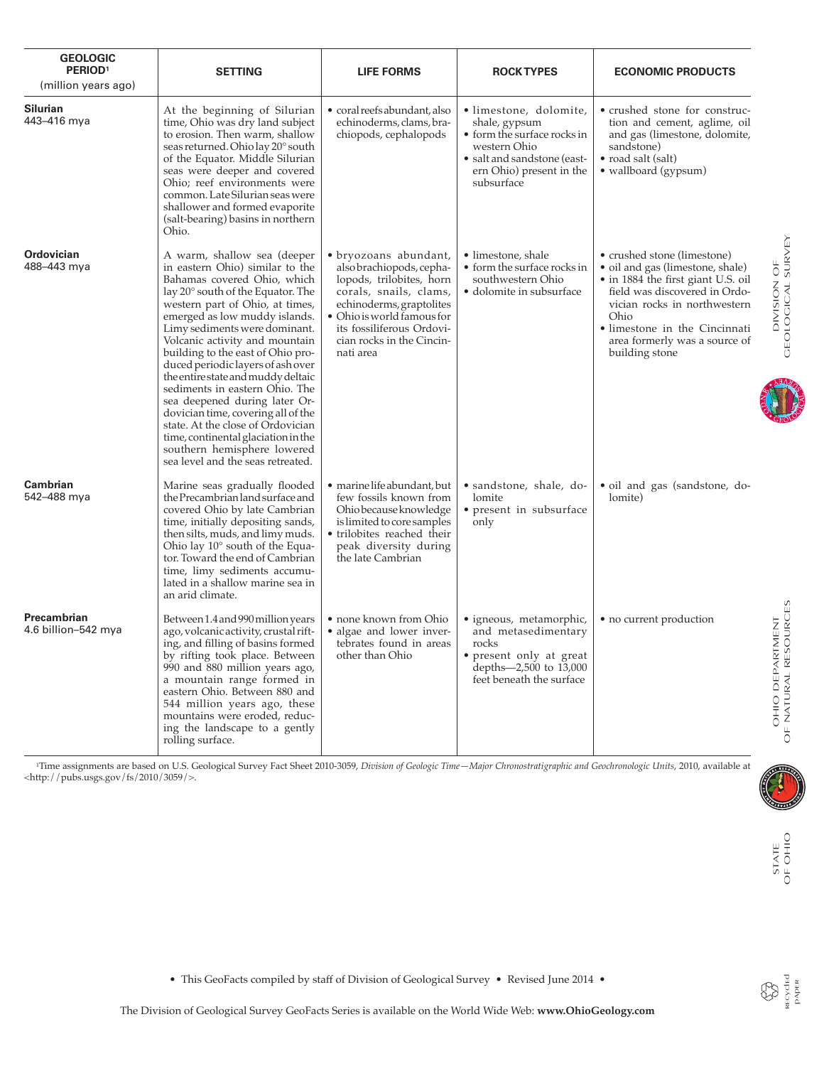| GEOLOGIC PERIOD[1] (million years ago) | SETTING | LIFE FORMS | ROCK TYPES | ECONOMIC PRODUCTS |
|---|---|---|---|---|
| **Silurian** 443–416 mya | At the beginning of Silurian time, Ohio was dry land subject to erosion. Then warm, shallow seas returned. Ohio lay 20° south of the Equator. Middle Silurian seas were deeper and covered Ohio; reef environments were common. Late Silurian seas were shallower and formed evaporite (salt-bearing) basins in northern Ohio. | • coral reefs abundant, also echinoderms, clams, brachiopods, cephalopods | • limestone, dolomite, shale, gypsum • form the surface rocks in western Ohio • salt and sandstone (eastern Ohio) present in the subsurface | • crushed stone for construction and cement, aglime, oil and gas (limestone, dolomite, sandstone) • road salt (salt) • wallboard (gypsum) |
| **Ordovician** 488–443 mya | A warm, shallow sea (deeper in eastern Ohio) similar to the Bahamas covered Ohio, which lay 20° south of the Equator. The western part of Ohio, at times, emerged as low muddy islands. Limy sediments were dominant. Volcanic activity and mountain building to the east of Ohio produced periodic layers of ash over the entire state and muddy deltaic sediments in eastern Ohio. The sea deepened during later Ordovician time, covering all of the state. At the close of Ordovician time, continental glaciation in the southern hemisphere lowered sea level and the seas retreated. | • bryozoans abundant, also brachiopods, cephalopods, trilobites, horn corals, snails, clams, echinoderms, graptolites • Ohio is world famous for its fossiliferous Ordovician rocks in the Cincinnati area | • limestone, shale • form the surface rocks in southwestern Ohio • dolomite in subsurface | • crushed stone (limestone) • oil and gas (limestone, shale) • in 1884 the first giant U.S. oil field was discovered in Ordovician rocks in northwestern Ohio • limestone in the Cincinnati area formerly was a source of building stone |
| **Cambrian** 542–488 mya | Marine seas gradually flooded the Precambrian land surface and covered Ohio by late Cambrian time, initially depositing sands, then silts, muds, and limy muds. Ohio lay 10° south of the Equator. Toward the end of Cambrian time, limy sediments accumulated in a shallow marine sea in an arid climate. | • marine life abundant, but few fossils known from Ohio because knowledge is limited to core samples • trilobites reached their peak diversity during the late Cambrian | • sandstone, shale, dolomite • present in subsurface only | • oil and gas (sandstone, dolomite) |
| **Precambrian** 4.6 billion–542 mya | Between 1.4 and 990 million years ago, volcanic activity, crustal rifting, and filling of basins formed by rifting took place. Between 990 and 880 million years ago, a mountain range formed in eastern Ohio. Between 880 and 544 million years ago, these mountains were eroded, reducing the landscape to a gently rolling surface. | • none known from Ohio • algae and lower invertebrates found in areas other than Ohio | • igneous, metamorphic, and metasedimentary rocks • present only at great depths—2,500 to 13,000 feet beneath the surface | • no current production |

[1]Time assignments are based on U.S. Geological Survey Fact Sheet 2010-3059, *Division of Geologic Time—Major Chronostratigraphic and Geochronologic Units*, 2010, available at <http://pubs.usgs.gov/fs/2010/3059/>.

DIVISION OF GEOLOGICAL SURVEY

OHIO DEPARTMENT OF NATURAL RESOURCES

STATE OF OHIO

• This GeoFacts compiled by staff of Division of Geological Survey • Revised June 2014 •

The Division of Geological Survey GeoFacts Series is available on the World Wide Web: **www.OhioGeology.com**

recycled paper